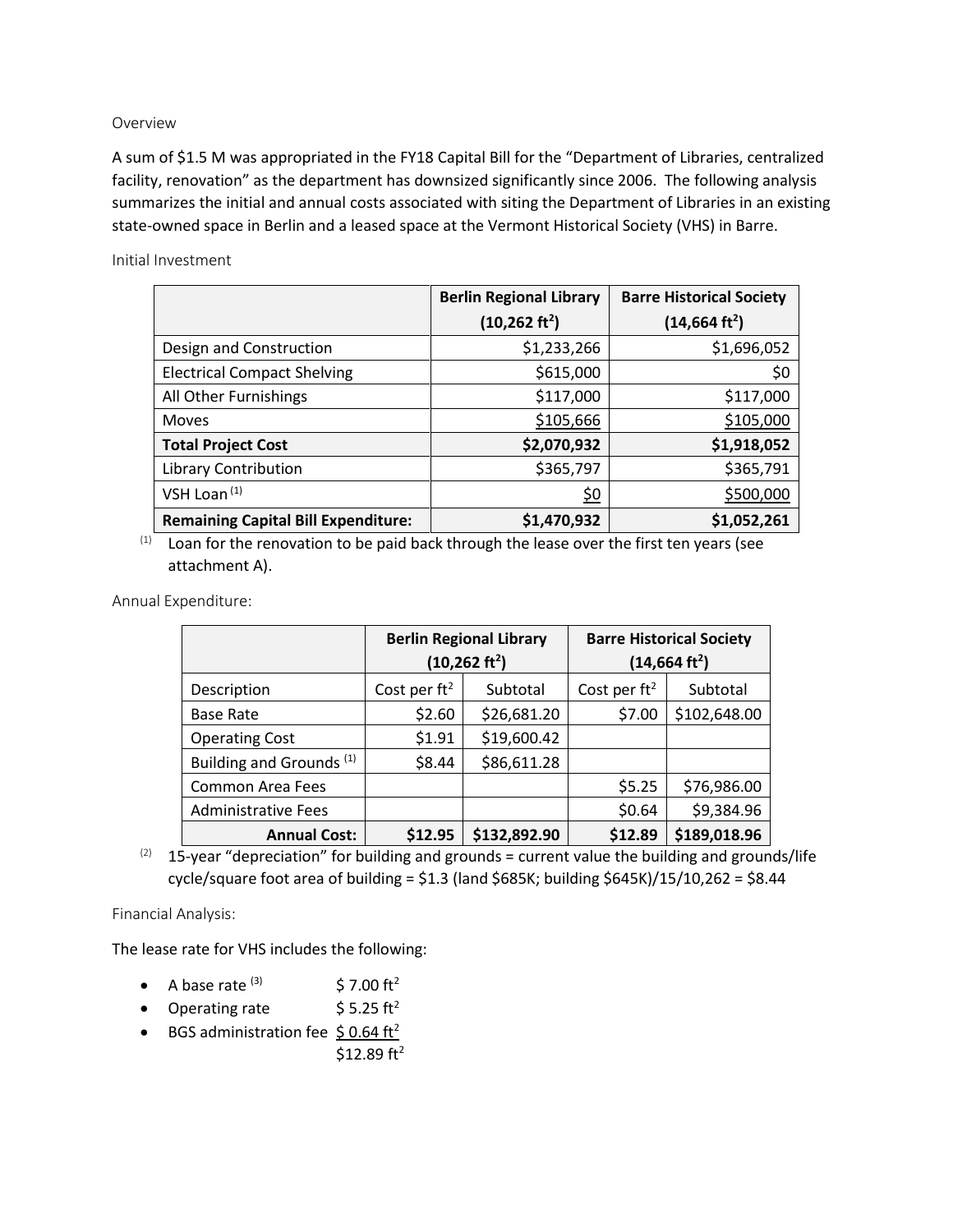## Overview

A sum of $1.5 M was appropriated in the FY18 Capital Bill for the "Department of Libraries, centralized facility, renovation" as the department has downsized significantly since 2006. The following analysis summarizes the initial and annual costs associated with siting the Department of Libraries in an existing state-owned space in Berlin and a leased space at the Vermont Historical Society (VHS) in Barre.

## Initial Investment

| | Berlin Regional Library (10,262 ft$^2$) | Barre Historical Society (14,664 ft$^2$) |
|---|---:|---:|
| Design and Construction | $1,233,266 | $1,696,052 |
| Electrical Compact Shelving | $615,000 | $0 |
| All Other Furnishings | $117,000 | $117,000 |
| Moves | $105,666 | $105,000 |
| **Total Project Cost** | **$2,070,932** | **$1,918,052** |
| Library Contribution | $365,797 | $365,791 |
| VSH Loan [1] | $0 | $500,000 |
| **Remaining Capital Bill Expenditure:** | **$1,470,932** | **$1,052,261** |

[1] Loan for the renovation to be paid back through the lease over the first ten years (see attachment A).

## Annual Expenditure:

| | Berlin Regional Library (10,262 ft$^2$) | | Barre Historical Society (14,664 ft$^2$) | |
|---|---:|---:|---:|---:|
| Description | Cost per ft$^2$ | Subtotal | Cost per ft$^2$ | Subtotal |
| Base Rate | $2.60 | $26,681.20 | $7.00 | $102,648.00 |
| Operating Cost | $1.91 | $19,600.42 | | |
| Building and Grounds [1] | $8.44 | $86,611.28 | | |
| Common Area Fees | | | $5.25 | $76,986.00 |
| Administrative Fees | | | $0.64 | $9,384.96 |
| **Annual Cost:** | **$12.95** | **$132,892.90** | **$12.89** | **$189,018.96** |

[2] 15-year "depreciation" for building and grounds = current value the building and grounds/life cycle/square foot area of building = $1.3 (land $685K; building $645K)/15/10,262 = $8.44

## Financial Analysis:

The lease rate for VHS includes the following:

- A base rate [3] $ 7.00 ft$^2$
- Operating rate $ 5.25 ft$^2$
- BGS administration fee $ 0.64 ft$^2$

$12.89 ft$^2$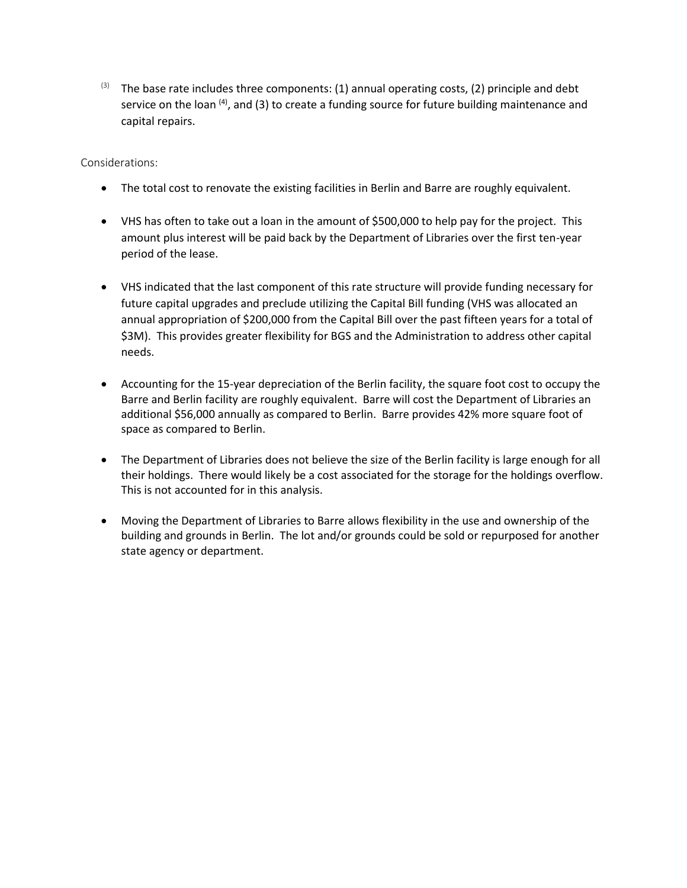[3] The base rate includes three components: (1) annual operating costs, (2) principle and debt service on the loan [4], and (3) to create a funding source for future building maintenance and capital repairs.

Considerations:

- The total cost to renovate the existing facilities in Berlin and Barre are roughly equivalent.
- VHS has often to take out a loan in the amount of $500,000 to help pay for the project. This amount plus interest will be paid back by the Department of Libraries over the first ten-year period of the lease.
- VHS indicated that the last component of this rate structure will provide funding necessary for future capital upgrades and preclude utilizing the Capital Bill funding (VHS was allocated an annual appropriation of $200,000 from the Capital Bill over the past fifteen years for a total of $3M). This provides greater flexibility for BGS and the Administration to address other capital needs.
- Accounting for the 15-year depreciation of the Berlin facility, the square foot cost to occupy the Barre and Berlin facility are roughly equivalent. Barre will cost the Department of Libraries an additional $56,000 annually as compared to Berlin. Barre provides 42% more square foot of space as compared to Berlin.
- The Department of Libraries does not believe the size of the Berlin facility is large enough for all their holdings. There would likely be a cost associated for the storage for the holdings overflow. This is not accounted for in this analysis.
- Moving the Department of Libraries to Barre allows flexibility in the use and ownership of the building and grounds in Berlin. The lot and/or grounds could be sold or repurposed for another state agency or department.